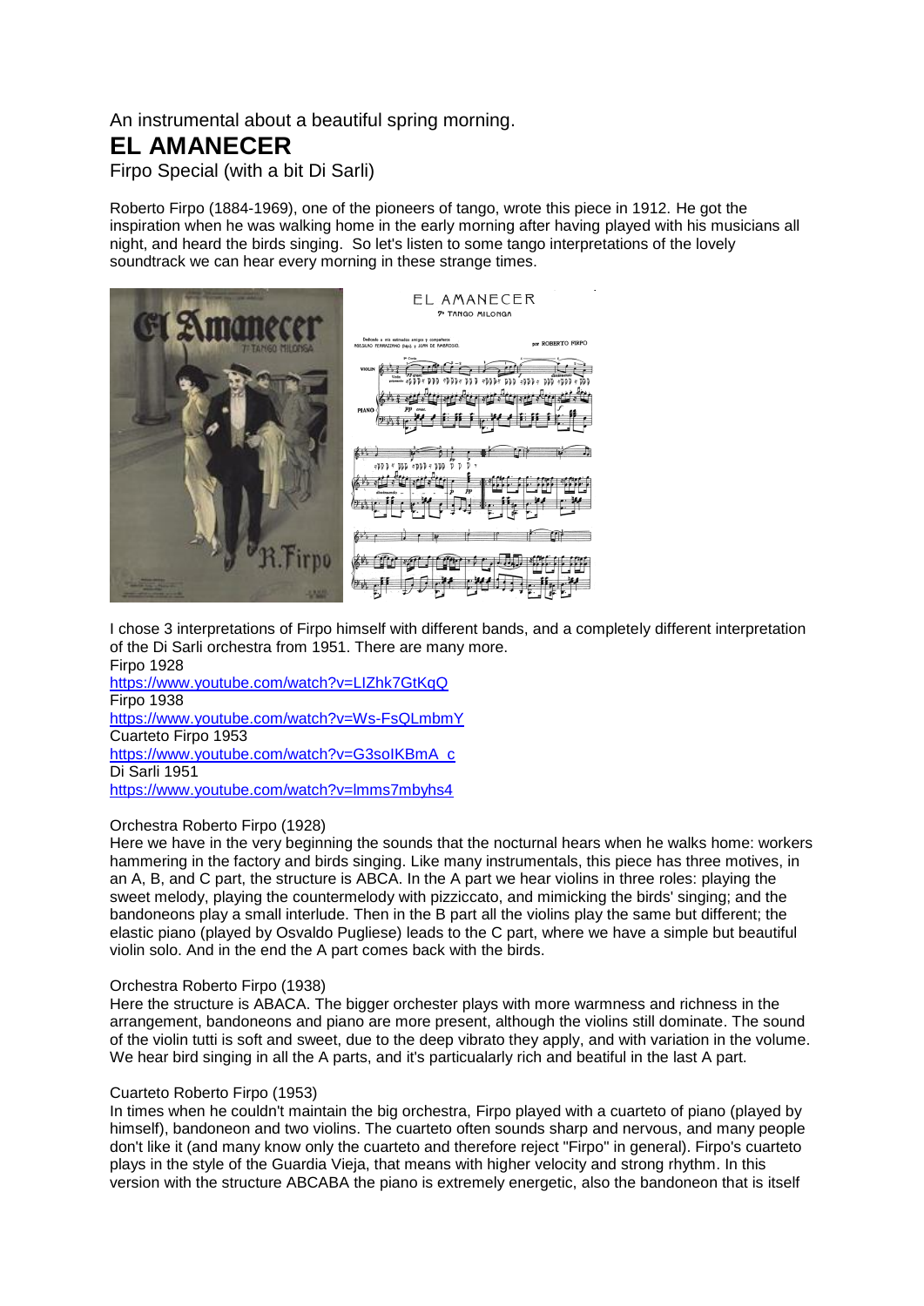An instrumental about a beautiful spring morning.

# EL AMANECER

Firpo Special (with a bit Di Sarli)

Roberto Firpo (1884-1969), one of the pioneers of tango, wrote this piece in 1912. He got the inspiration when he was walking home in the early morning after having played with his musicians all night, and heard the birds singing. So let's listen to some tango interpretations of the lovely soundtrack we can hear every morning in these strange times.

I chose 3 interpretations of Firpo himself with different bands, and a completely different interpretation of the Di Sarli orchestra from 1951. There are many more.

Firpo 1928
https://www.youtube.com/watch?v=LIZhk7GtKqQ
Firpo 1938
https://www.youtube.com/watch?v=Ws-FsQLmbmY
Cuarteto Firpo 1953
https://www.youtube.com/watch?v=G3soIKBmA_c
Di Sarli 1951
https://www.youtube.com/watch?v=lmms7mbyhs4

Orchestra Roberto Firpo (1928)
Here we have in the very beginning the sounds that the nocturnal hears when he walks home: workers hammering in the factory and birds singing. Like many instrumentals, this piece has three motives, in an A, B, and C part, the structure is ABCA. In the A part we hear violins in three roles: playing the sweet melody, playing the countermelody with pizziccato, and mimicking the birds' singing; and the bandoneons play a small interlude. Then in the B part all the violins play the same but different; the elastic piano (played by Osvaldo Pugliese) leads to the C part, where we have a simple but beautiful violin solo. And in the end the A part comes back with the birds.

Orchestra Roberto Firpo (1938)
Here the structure is ABACA. The bigger orchester plays with more warmness and richness in the arrangement, bandoneons and piano are more present, although the violins still dominate. The sound of the violin tutti is soft and sweet, due to the deep vibrato they apply, and with variation in the volume. We hear bird singing in all the A parts, and it's particualarly rich and beatiful in the last A part.

Cuarteto Roberto Firpo (1953)
In times when he couldn't maintain the big orchestra, Firpo played with a cuarteto of piano (played by himself), bandoneon and two violins. The cuarteto often sounds sharp and nervous, and many people don't like it (and many know only the cuarteto and therefore reject "Firpo" in general). Firpo's cuarteto plays in the style of the Guardia Vieja, that means with higher velocity and strong rhythm. In this version with the structure ABCABA the piano is extremely energetic, also the bandoneon that is itself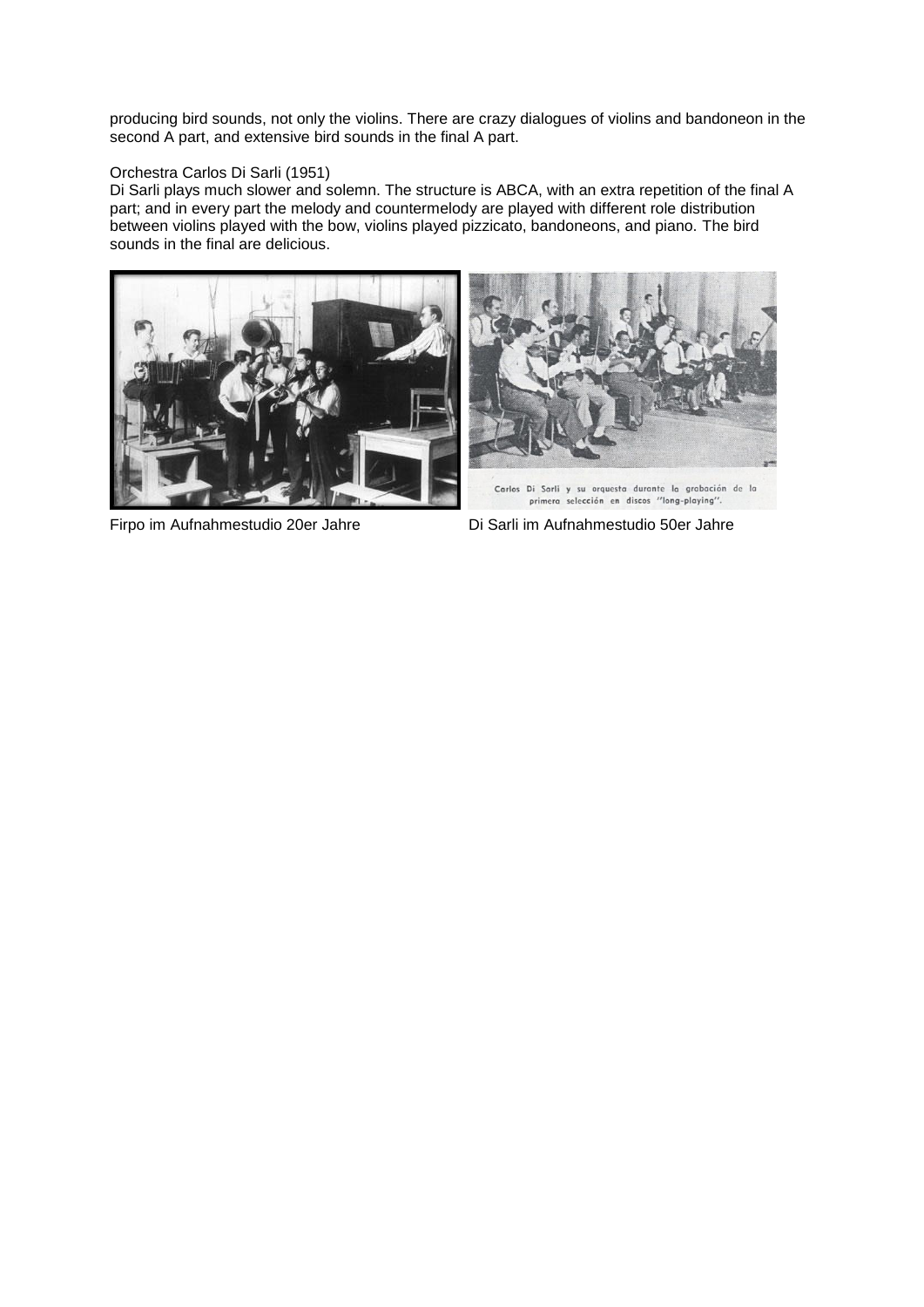producing bird sounds, not only the violins. There are crazy dialogues of violins and bandoneon in the second A part, and extensive bird sounds in the final A part.

Orchestra Carlos Di Sarli (1951)
Di Sarli plays much slower and solemn. The structure is ABCA, with an extra repetition of the final A part; and in every part the melody and countermelody are played with different role distribution between violins played with the bow, violins played pizzicato, bandoneons, and piano. The bird sounds in the final are delicious.

Carlos Di Sarli y su orquesta durante la grabación de la primera selección en discos "long-playing".

Firpo im Aufnahmestudio 20er Jahre

Di Sarli im Aufnahmestudio 50er Jahre